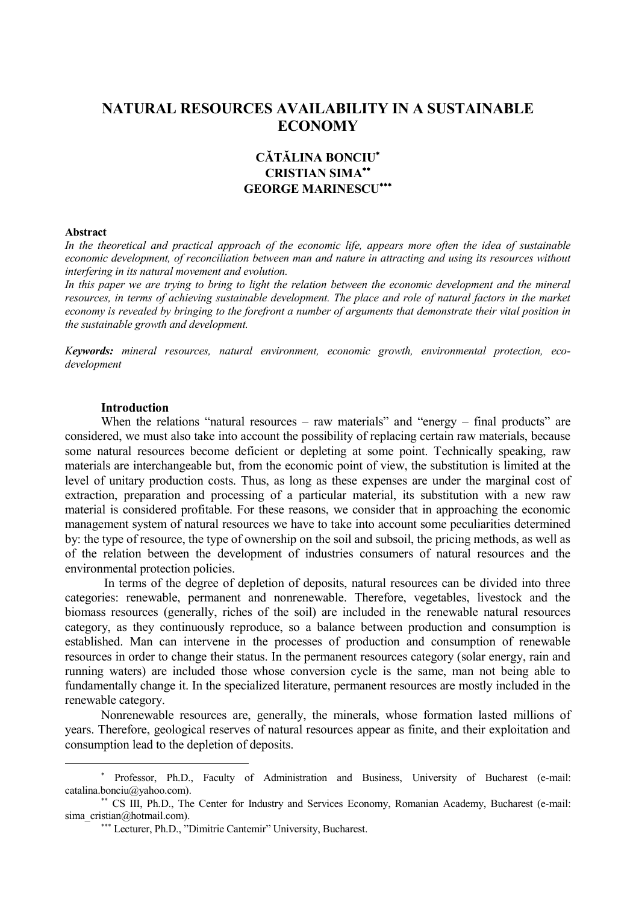# NATURAL RESOURCES AVAILABILITY IN A SUSTAINABLE ECONOMY

**CĂTĂLINA BONCIU[*]**
**CRISTIAN SIMA[**]**
**GEORGE MARINESCU[***]**

**Abstract**

*In the theoretical and practical approach of the economic life, appears more often the idea of sustainable economic development, of reconciliation between man and nature in attracting and using its resources without interfering in its natural movement and evolution.*

*In this paper we are trying to bring to light the relation between the economic development and the mineral resources, in terms of achieving sustainable development. The place and role of natural factors in the market economy is revealed by bringing to the forefront a number of arguments that demonstrate their vital position in the sustainable growth and development.*

***Keywords:** mineral resources, natural environment, economic growth, environmental protection, eco-development*

## Introduction

When the relations "natural resources – raw materials" and "energy – final products" are considered, we must also take into account the possibility of replacing certain raw materials, because some natural resources become deficient or depleting at some point. Technically speaking, raw materials are interchangeable but, from the economic point of view, the substitution is limited at the level of unitary production costs. Thus, as long as these expenses are under the marginal cost of extraction, preparation and processing of a particular material, its substitution with a new raw material is considered profitable. For these reasons, we consider that in approaching the economic management system of natural resources we have to take into account some peculiarities determined by: the type of resource, the type of ownership on the soil and subsoil, the pricing methods, as well as of the relation between the development of industries consumers of natural resources and the environmental protection policies.

In terms of the degree of depletion of deposits, natural resources can be divided into three categories: renewable, permanent and nonrenewable. Therefore, vegetables, livestock and the biomass resources (generally, riches of the soil) are included in the renewable natural resources category, as they continuously reproduce, so a balance between production and consumption is established. Man can intervene in the processes of production and consumption of renewable resources in order to change their status. In the permanent resources category (solar energy, rain and running waters) are included those whose conversion cycle is the same, man not being able to fundamentally change it. In the specialized literature, permanent resources are mostly included in the renewable category.

Nonrenewable resources are, generally, the minerals, whose formation lasted millions of years. Therefore, geological reserves of natural resources appear as finite, and their exploitation and consumption lead to the depletion of deposits.

---

[*] Professor, Ph.D., Faculty of Administration and Business, University of Bucharest (e-mail: catalina.bonciu@yahoo.com).

[**] CS III, Ph.D., The Center for Industry and Services Economy, Romanian Academy, Bucharest (e-mail: sima_cristian@hotmail.com).

[***] Lecturer, Ph.D., "Dimitrie Cantemir" University, Bucharest.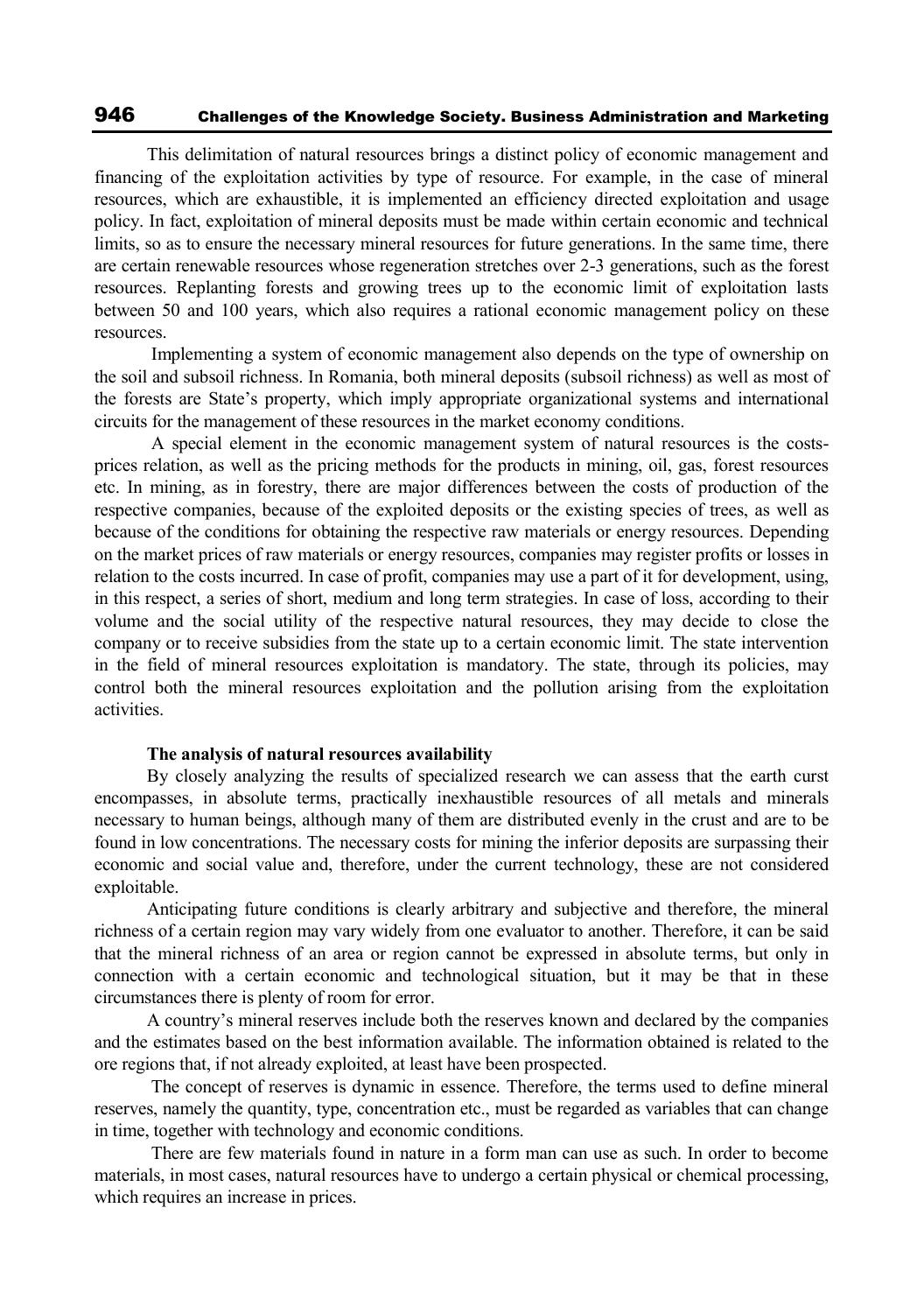This delimitation of natural resources brings a distinct policy of economic management and financing of the exploitation activities by type of resource. For example, in the case of mineral resources, which are exhaustible, it is implemented an efficiency directed exploitation and usage policy. In fact, exploitation of mineral deposits must be made within certain economic and technical limits, so as to ensure the necessary mineral resources for future generations. In the same time, there are certain renewable resources whose regeneration stretches over 2-3 generations, such as the forest resources. Replanting forests and growing trees up to the economic limit of exploitation lasts between 50 and 100 years, which also requires a rational economic management policy on these resources.

Implementing a system of economic management also depends on the type of ownership on the soil and subsoil richness. In Romania, both mineral deposits (subsoil richness) as well as most of the forests are State's property, which imply appropriate organizational systems and international circuits for the management of these resources in the market economy conditions.

A special element in the economic management system of natural resources is the costs-prices relation, as well as the pricing methods for the products in mining, oil, gas, forest resources etc. In mining, as in forestry, there are major differences between the costs of production of the respective companies, because of the exploited deposits or the existing species of trees, as well as because of the conditions for obtaining the respective raw materials or energy resources. Depending on the market prices of raw materials or energy resources, companies may register profits or losses in relation to the costs incurred. In case of profit, companies may use a part of it for development, using, in this respect, a series of short, medium and long term strategies. In case of loss, according to their volume and the social utility of the respective natural resources, they may decide to close the company or to receive subsidies from the state up to a certain economic limit. The state intervention in the field of mineral resources exploitation is mandatory. The state, through its policies, may control both the mineral resources exploitation and the pollution arising from the exploitation activities.

**The analysis of natural resources availability**

By closely analyzing the results of specialized research we can assess that the earth curst encompasses, in absolute terms, practically inexhaustible resources of all metals and minerals necessary to human beings, although many of them are distributed evenly in the crust and are to be found in low concentrations. The necessary costs for mining the inferior deposits are surpassing their economic and social value and, therefore, under the current technology, these are not considered exploitable.

Anticipating future conditions is clearly arbitrary and subjective and therefore, the mineral richness of a certain region may vary widely from one evaluator to another. Therefore, it can be said that the mineral richness of an area or region cannot be expressed in absolute terms, but only in connection with a certain economic and technological situation, but it may be that in these circumstances there is plenty of room for error.

A country's mineral reserves include both the reserves known and declared by the companies and the estimates based on the best information available. The information obtained is related to the ore regions that, if not already exploited, at least have been prospected.

The concept of reserves is dynamic in essence. Therefore, the terms used to define mineral reserves, namely the quantity, type, concentration etc., must be regarded as variables that can change in time, together with technology and economic conditions.

There are few materials found in nature in a form man can use as such. In order to become materials, in most cases, natural resources have to undergo a certain physical or chemical processing, which requires an increase in prices.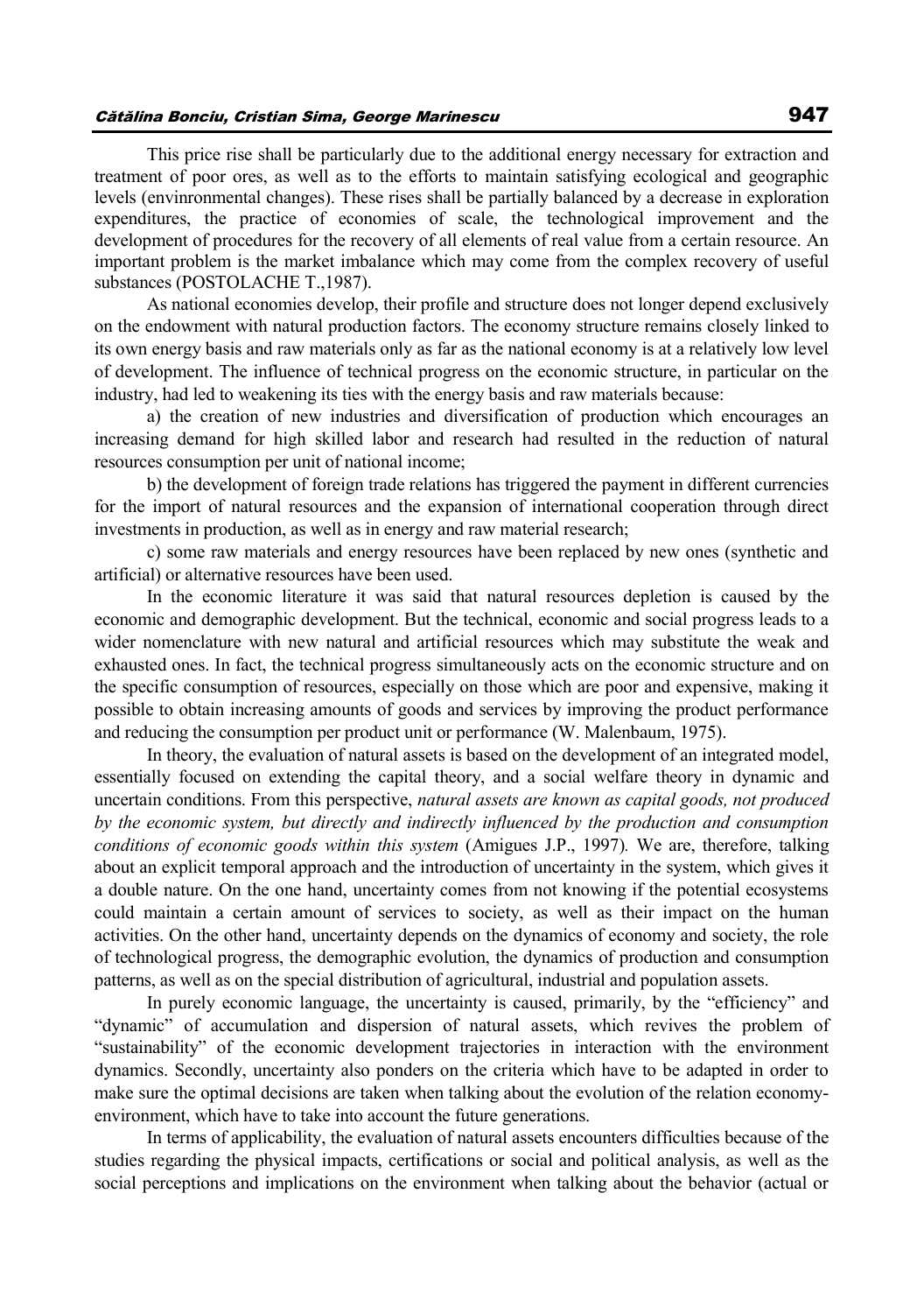This price rise shall be particularly due to the additional energy necessary for extraction and treatment of poor ores, as well as to the efforts to maintain satisfying ecological and geographic levels (envinronmental changes). These rises shall be partially balanced by a decrease in exploration expenditures, the practice of economies of scale, the technological improvement and the development of procedures for the recovery of all elements of real value from a certain resource. An important problem is the market imbalance which may come from the complex recovery of useful substances (POSTOLACHE T.,1987).

As national economies develop, their profile and structure does not longer depend exclusively on the endowment with natural production factors. The economy structure remains closely linked to its own energy basis and raw materials only as far as the national economy is at a relatively low level of development. The influence of technical progress on the economic structure, in particular on the industry, had led to weakening its ties with the energy basis and raw materials because:

a) the creation of new industries and diversification of production which encourages an increasing demand for high skilled labor and research had resulted in the reduction of natural resources consumption per unit of national income;

b) the development of foreign trade relations has triggered the payment in different currencies for the import of natural resources and the expansion of international cooperation through direct investments in production, as well as in energy and raw material research;

c) some raw materials and energy resources have been replaced by new ones (synthetic and artificial) or alternative resources have been used.

In the economic literature it was said that natural resources depletion is caused by the economic and demographic development. But the technical, economic and social progress leads to a wider nomenclature with new natural and artificial resources which may substitute the weak and exhausted ones. In fact, the technical progress simultaneously acts on the economic structure and on the specific consumption of resources, especially on those which are poor and expensive, making it possible to obtain increasing amounts of goods and services by improving the product performance and reducing the consumption per product unit or performance (W. Malenbaum, 1975).

In theory, the evaluation of natural assets is based on the development of an integrated model, essentially focused on extending the capital theory, and a social welfare theory in dynamic and uncertain conditions. From this perspective, *natural assets are known as capital goods, not produced by the economic system, but directly and indirectly influenced by the production and consumption conditions of economic goods within this system* (Amigues J.P., 1997)*.* We are, therefore, talking about an explicit temporal approach and the introduction of uncertainty in the system, which gives it a double nature. On the one hand, uncertainty comes from not knowing if the potential ecosystems could maintain a certain amount of services to society, as well as their impact on the human activities. On the other hand, uncertainty depends on the dynamics of economy and society, the role of technological progress, the demographic evolution, the dynamics of production and consumption patterns, as well as on the special distribution of agricultural, industrial and population assets.

In purely economic language, the uncertainty is caused, primarily, by the "efficiency" and "dynamic" of accumulation and dispersion of natural assets, which revives the problem of "sustainability" of the economic development trajectories in interaction with the environment dynamics. Secondly, uncertainty also ponders on the criteria which have to be adapted in order to make sure the optimal decisions are taken when talking about the evolution of the relation economy-environment, which have to take into account the future generations.

In terms of applicability, the evaluation of natural assets encounters difficulties because of the studies regarding the physical impacts, certifications or social and political analysis, as well as the social perceptions and implications on the environment when talking about the behavior (actual or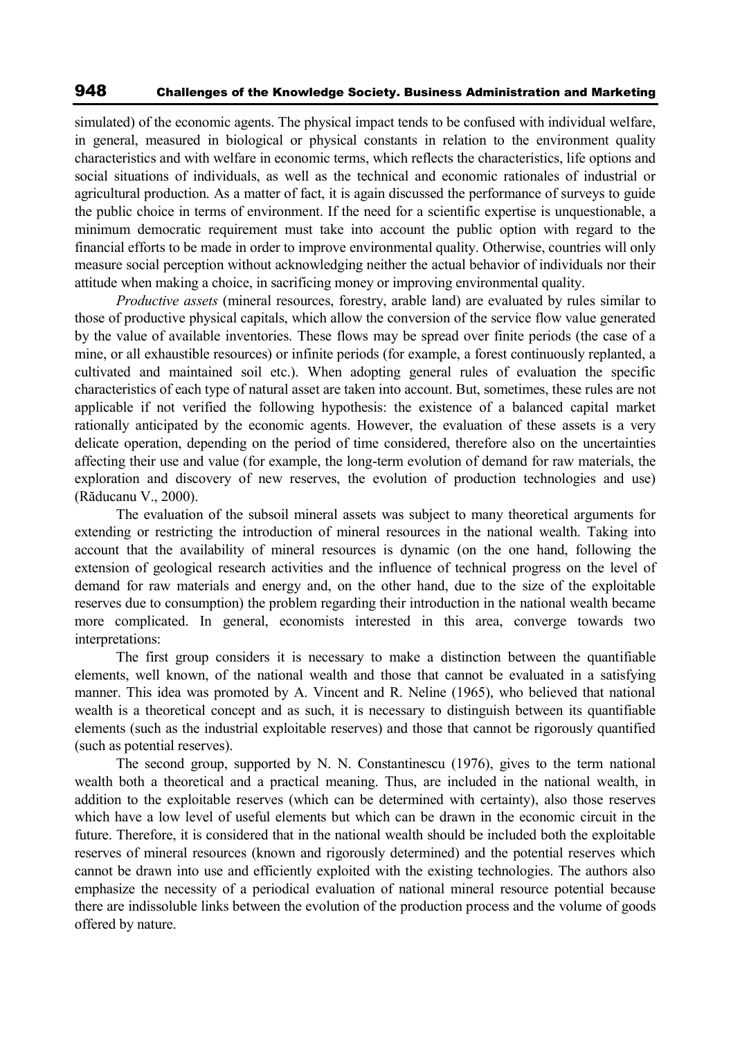simulated) of the economic agents. The physical impact tends to be confused with individual welfare, in general, measured in biological or physical constants in relation to the environment quality characteristics and with welfare in economic terms, which reflects the characteristics, life options and social situations of individuals, as well as the technical and economic rationales of industrial or agricultural production. As a matter of fact, it is again discussed the performance of surveys to guide the public choice in terms of environment. If the need for a scientific expertise is unquestionable, a minimum democratic requirement must take into account the public option with regard to the financial efforts to be made in order to improve environmental quality. Otherwise, countries will only measure social perception without acknowledging neither the actual behavior of individuals nor their attitude when making a choice, in sacrificing money or improving environmental quality.

*Productive assets* (mineral resources, forestry, arable land) are evaluated by rules similar to those of productive physical capitals, which allow the conversion of the service flow value generated by the value of available inventories. These flows may be spread over finite periods (the case of a mine, or all exhaustible resources) or infinite periods (for example, a forest continuously replanted, a cultivated and maintained soil etc.). When adopting general rules of evaluation the specific characteristics of each type of natural asset are taken into account. But, sometimes, these rules are not applicable if not verified the following hypothesis: the existence of a balanced capital market rationally anticipated by the economic agents. However, the evaluation of these assets is a very delicate operation, depending on the period of time considered, therefore also on the uncertainties affecting their use and value (for example, the long-term evolution of demand for raw materials, the exploration and discovery of new reserves, the evolution of production technologies and use) (Răducanu V., 2000).

The evaluation of the subsoil mineral assets was subject to many theoretical arguments for extending or restricting the introduction of mineral resources in the national wealth. Taking into account that the availability of mineral resources is dynamic (on the one hand, following the extension of geological research activities and the influence of technical progress on the level of demand for raw materials and energy and, on the other hand, due to the size of the exploitable reserves due to consumption) the problem regarding their introduction in the national wealth became more complicated. In general, economists interested in this area, converge towards two interpretations:

The first group considers it is necessary to make a distinction between the quantifiable elements, well known, of the national wealth and those that cannot be evaluated in a satisfying manner. This idea was promoted by A. Vincent and R. Neline (1965), who believed that national wealth is a theoretical concept and as such, it is necessary to distinguish between its quantifiable elements (such as the industrial exploitable reserves) and those that cannot be rigorously quantified (such as potential reserves).

The second group, supported by N. N. Constantinescu (1976), gives to the term national wealth both a theoretical and a practical meaning. Thus, are included in the national wealth, in addition to the exploitable reserves (which can be determined with certainty), also those reserves which have a low level of useful elements but which can be drawn in the economic circuit in the future. Therefore, it is considered that in the national wealth should be included both the exploitable reserves of mineral resources (known and rigorously determined) and the potential reserves which cannot be drawn into use and efficiently exploited with the existing technologies. The authors also emphasize the necessity of a periodical evaluation of national mineral resource potential because there are indissoluble links between the evolution of the production process and the volume of goods offered by nature.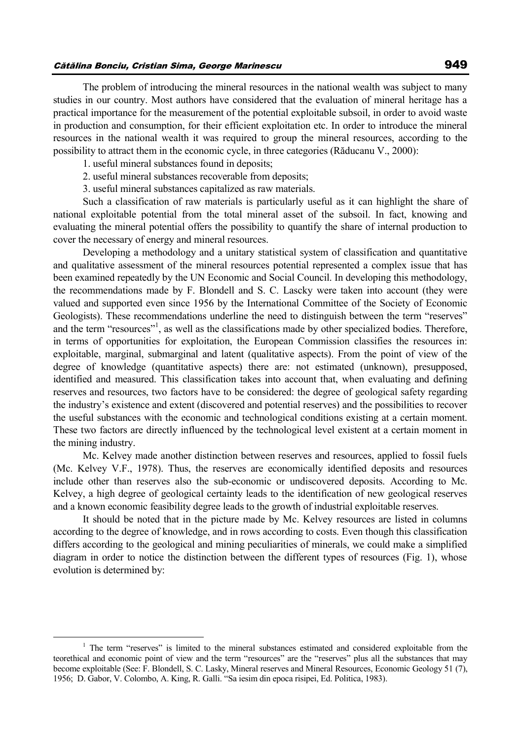The problem of introducing the mineral resources in the national wealth was subject to many studies in our country. Most authors have considered that the evaluation of mineral heritage has a practical importance for the measurement of the potential exploitable subsoil, in order to avoid waste in production and consumption, for their efficient exploitation etc. In order to introduce the mineral resources in the national wealth it was required to group the mineral resources, according to the possibility to attract them in the economic cycle, in three categories (Răducanu V., 2000):

1. useful mineral substances found in deposits;
2. useful mineral substances recoverable from deposits;
3. useful mineral substances capitalized as raw materials.

Such a classification of raw materials is particularly useful as it can highlight the share of national exploitable potential from the total mineral asset of the subsoil. In fact, knowing and evaluating the mineral potential offers the possibility to quantify the share of internal production to cover the necessary of energy and mineral resources.

Developing a methodology and a unitary statistical system of classification and quantitative and qualitative assessment of the mineral resources potential represented a complex issue that has been examined repeatedly by the UN Economic and Social Council. In developing this methodology, the recommendations made by F. Blondell and S. C. Lascky were taken into account (they were valued and supported even since 1956 by the International Committee of the Society of Economic Geologists). These recommendations underline the need to distinguish between the term "reserves" and the term "resources"[1], as well as the classifications made by other specialized bodies. Therefore, in terms of opportunities for exploitation, the European Commission classifies the resources in: exploitable, marginal, submarginal and latent (qualitative aspects). From the point of view of the degree of knowledge (quantitative aspects) there are: not estimated (unknown), presupposed, identified and measured. This classification takes into account that, when evaluating and defining reserves and resources, two factors have to be considered: the degree of geological safety regarding the industry's existence and extent (discovered and potential reserves) and the possibilities to recover the useful substances with the economic and technological conditions existing at a certain moment. These two factors are directly influenced by the technological level existent at a certain moment in the mining industry.

Mc. Kelvey made another distinction between reserves and resources, applied to fossil fuels (Mc. Kelvey V.F., 1978). Thus, the reserves are economically identified deposits and resources include other than reserves also the sub-economic or undiscovered deposits. According to Mc. Kelvey, a high degree of geological certainty leads to the identification of new geological reserves and a known economic feasibility degree leads to the growth of industrial exploitable reserves.

It should be noted that in the picture made by Mc. Kelvey resources are listed in columns according to the degree of knowledge, and in rows according to costs. Even though this classification differs according to the geological and mining peculiarities of minerals, we could make a simplified diagram in order to notice the distinction between the different types of resources (Fig. 1), whose evolution is determined by:

---

[1] The term "reserves" is limited to the mineral substances estimated and considered exploitable from the teorethical and economic point of view and the term "resources" are the "reserves" plus all the substances that may become exploitable (See: F. Blondell, S. C. Lasky, Mineral reserves and Mineral Resources, Economic Geology 51 (7), 1956; D. Gabor, V. Colombo, A. King, R. Galli. "Sa iesim din epoca risipei, Ed. Politica, 1983).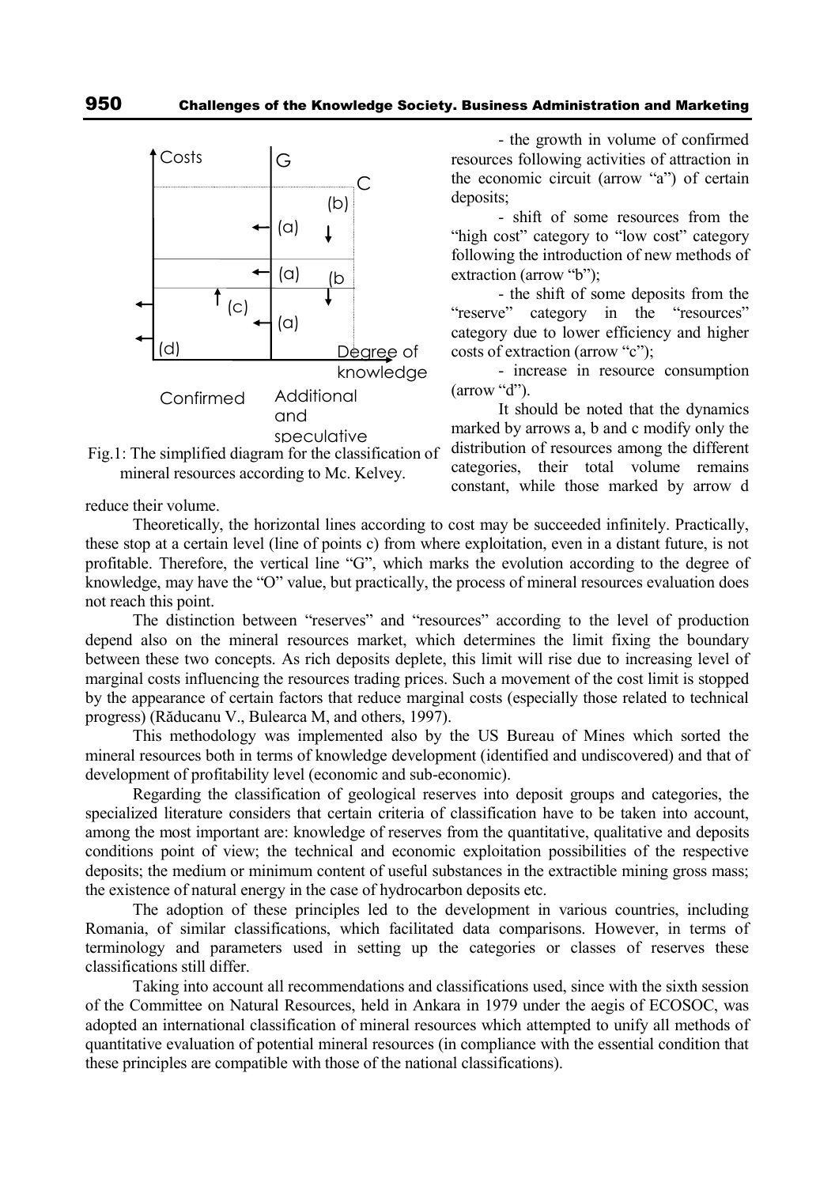Fig.1: The simplified diagram for the classification of mineral resources according to Mc. Kelvey.

- the growth in volume of confirmed resources following activities of attraction in the economic circuit (arrow "a") of certain deposits;

- shift of some resources from the "high cost" category to "low cost" category following the introduction of new methods of extraction (arrow "b");

- the shift of some deposits from the "reserve" category in the "resources" category due to lower efficiency and higher costs of extraction (arrow "c");

- increase in resource consumption (arrow "d").

It should be noted that the dynamics marked by arrows a, b and c modify only the distribution of resources among the different categories, their total volume remains constant, while those marked by arrow d reduce their volume.

Theoretically, the horizontal lines according to cost may be succeeded infinitely. Practically, these stop at a certain level (line of points c) from where exploitation, even in a distant future, is not profitable. Therefore, the vertical line "G", which marks the evolution according to the degree of knowledge, may have the "O" value, but practically, the process of mineral resources evaluation does not reach this point.

The distinction between "reserves" and "resources" according to the level of production depend also on the mineral resources market, which determines the limit fixing the boundary between these two concepts. As rich deposits deplete, this limit will rise due to increasing level of marginal costs influencing the resources trading prices. Such a movement of the cost limit is stopped by the appearance of certain factors that reduce marginal costs (especially those related to technical progress) (Răducanu V., Bulearca M, and others, 1997).

This methodology was implemented also by the US Bureau of Mines which sorted the mineral resources both in terms of knowledge development (identified and undiscovered) and that of development of profitability level (economic and sub-economic).

Regarding the classification of geological reserves into deposit groups and categories, the specialized literature considers that certain criteria of classification have to be taken into account, among the most important are: knowledge of reserves from the quantitative, qualitative and deposits conditions point of view; the technical and economic exploitation possibilities of the respective deposits; the medium or minimum content of useful substances in the extractible mining gross mass; the existence of natural energy in the case of hydrocarbon deposits etc.

The adoption of these principles led to the development in various countries, including Romania, of similar classifications, which facilitated data comparisons. However, in terms of terminology and parameters used in setting up the categories or classes of reserves these classifications still differ.

Taking into account all recommendations and classifications used, since with the sixth session of the Committee on Natural Resources, held in Ankara in 1979 under the aegis of ECOSOC, was adopted an international classification of mineral resources which attempted to unify all methods of quantitative evaluation of potential mineral resources (in compliance with the essential condition that these principles are compatible with those of the national classifications).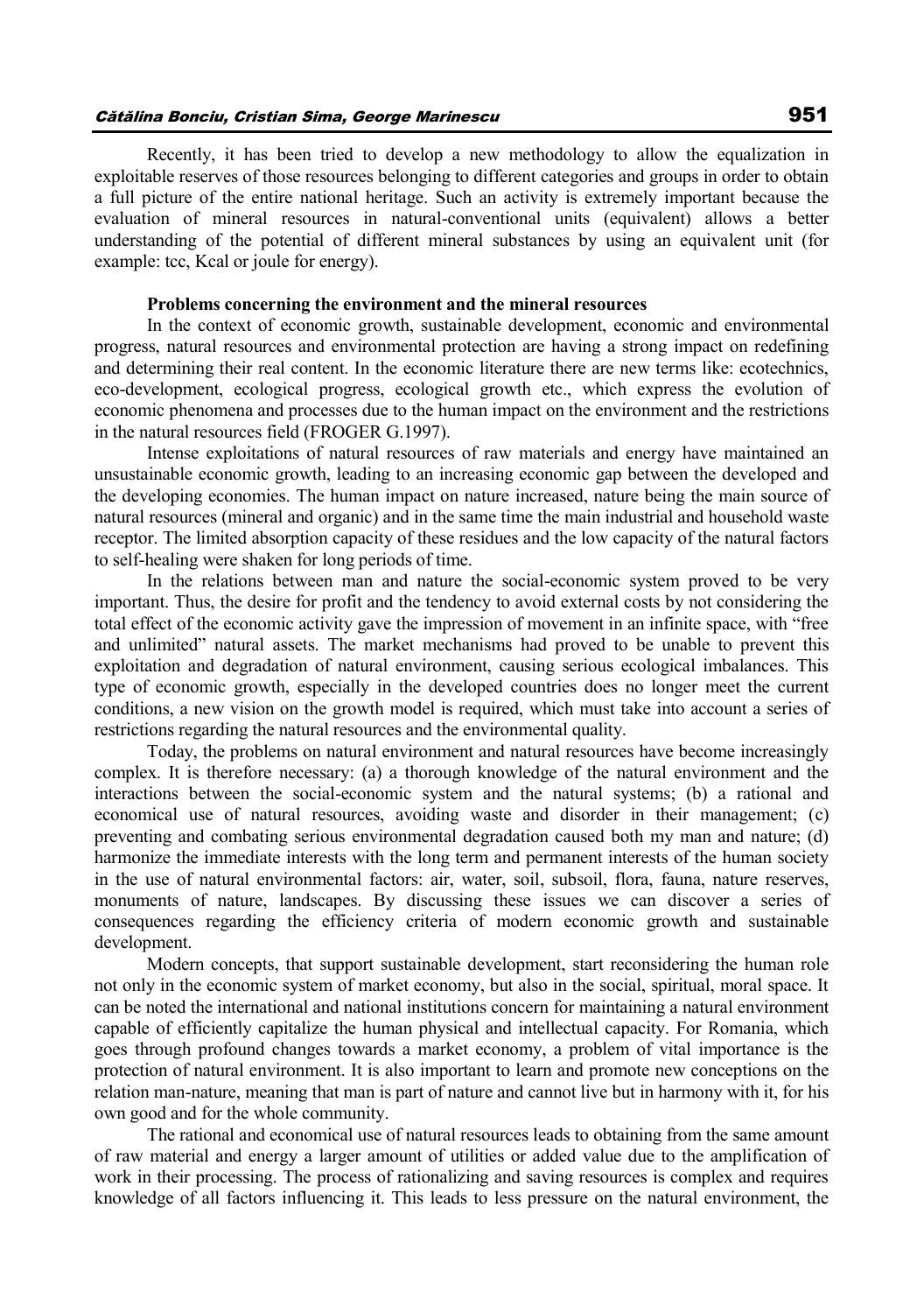Recently, it has been tried to develop a new methodology to allow the equalization in exploitable reserves of those resources belonging to different categories and groups in order to obtain a full picture of the entire national heritage. Such an activity is extremely important because the evaluation of mineral resources in natural-conventional units (equivalent) allows a better understanding of the potential of different mineral substances by using an equivalent unit (for example: tcc, Kcal or joule for energy).

**Problems concerning the environment and the mineral resources**

In the context of economic growth, sustainable development, economic and environmental progress, natural resources and environmental protection are having a strong impact on redefining and determining their real content. In the economic literature there are new terms like: ecotechnics, eco-development, ecological progress, ecological growth etc., which express the evolution of economic phenomena and processes due to the human impact on the environment and the restrictions in the natural resources field (FROGER G.1997).

Intense exploitations of natural resources of raw materials and energy have maintained an unsustainable economic growth, leading to an increasing economic gap between the developed and the developing economies. The human impact on nature increased, nature being the main source of natural resources (mineral and organic) and in the same time the main industrial and household waste receptor. The limited absorption capacity of these residues and the low capacity of the natural factors to self-healing were shaken for long periods of time.

In the relations between man and nature the social-economic system proved to be very important. Thus, the desire for profit and the tendency to avoid external costs by not considering the total effect of the economic activity gave the impression of movement in an infinite space, with "free and unlimited" natural assets. The market mechanisms had proved to be unable to prevent this exploitation and degradation of natural environment, causing serious ecological imbalances. This type of economic growth, especially in the developed countries does no longer meet the current conditions, a new vision on the growth model is required, which must take into account a series of restrictions regarding the natural resources and the environmental quality.

Today, the problems on natural environment and natural resources have become increasingly complex. It is therefore necessary: (a) a thorough knowledge of the natural environment and the interactions between the social-economic system and the natural systems; (b) a rational and economical use of natural resources, avoiding waste and disorder in their management; (c) preventing and combating serious environmental degradation caused both my man and nature; (d) harmonize the immediate interests with the long term and permanent interests of the human society in the use of natural environmental factors: air, water, soil, subsoil, flora, fauna, nature reserves, monuments of nature, landscapes. By discussing these issues we can discover a series of consequences regarding the efficiency criteria of modern economic growth and sustainable development.

Modern concepts, that support sustainable development, start reconsidering the human role not only in the economic system of market economy, but also in the social, spiritual, moral space. It can be noted the international and national institutions concern for maintaining a natural environment capable of efficiently capitalize the human physical and intellectual capacity. For Romania, which goes through profound changes towards a market economy, a problem of vital importance is the protection of natural environment. It is also important to learn and promote new conceptions on the relation man-nature, meaning that man is part of nature and cannot live but in harmony with it, for his own good and for the whole community.

The rational and economical use of natural resources leads to obtaining from the same amount of raw material and energy a larger amount of utilities or added value due to the amplification of work in their processing. The process of rationalizing and saving resources is complex and requires knowledge of all factors influencing it. This leads to less pressure on the natural environment, the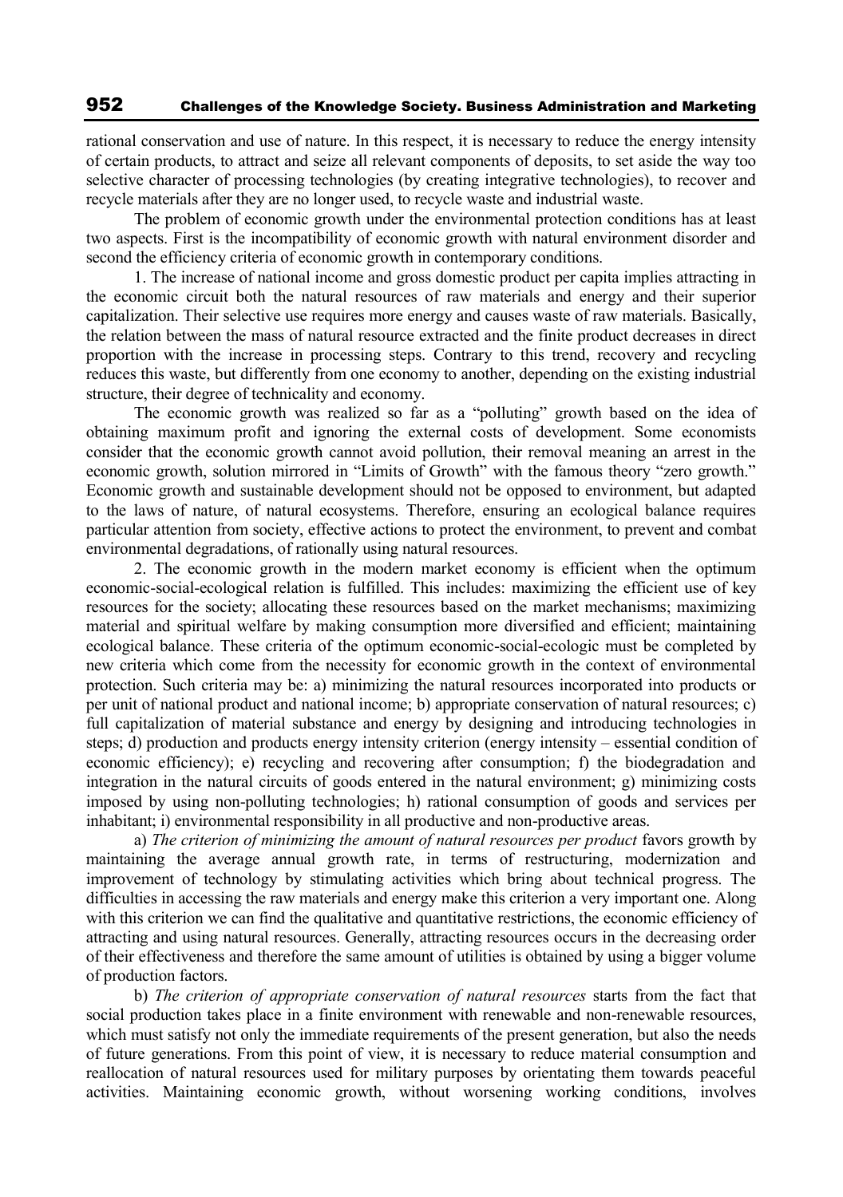rational conservation and use of nature. In this respect, it is necessary to reduce the energy intensity of certain products, to attract and seize all relevant components of deposits, to set aside the way too selective character of processing technologies (by creating integrative technologies), to recover and recycle materials after they are no longer used, to recycle waste and industrial waste.

The problem of economic growth under the environmental protection conditions has at least two aspects. First is the incompatibility of economic growth with natural environment disorder and second the efficiency criteria of economic growth in contemporary conditions.

1. The increase of national income and gross domestic product per capita implies attracting in the economic circuit both the natural resources of raw materials and energy and their superior capitalization. Their selective use requires more energy and causes waste of raw materials. Basically, the relation between the mass of natural resource extracted and the finite product decreases in direct proportion with the increase in processing steps. Contrary to this trend, recovery and recycling reduces this waste, but differently from one economy to another, depending on the existing industrial structure, their degree of technicality and economy.

The economic growth was realized so far as a "polluting" growth based on the idea of obtaining maximum profit and ignoring the external costs of development. Some economists consider that the economic growth cannot avoid pollution, their removal meaning an arrest in the economic growth, solution mirrored in "Limits of Growth" with the famous theory "zero growth." Economic growth and sustainable development should not be opposed to environment, but adapted to the laws of nature, of natural ecosystems. Therefore, ensuring an ecological balance requires particular attention from society, effective actions to protect the environment, to prevent and combat environmental degradations, of rationally using natural resources.

2. The economic growth in the modern market economy is efficient when the optimum economic-social-ecological relation is fulfilled. This includes: maximizing the efficient use of key resources for the society; allocating these resources based on the market mechanisms; maximizing material and spiritual welfare by making consumption more diversified and efficient; maintaining ecological balance. These criteria of the optimum economic-social-ecologic must be completed by new criteria which come from the necessity for economic growth in the context of environmental protection. Such criteria may be: a) minimizing the natural resources incorporated into products or per unit of national product and national income; b) appropriate conservation of natural resources; c) full capitalization of material substance and energy by designing and introducing technologies in steps; d) production and products energy intensity criterion (energy intensity – essential condition of economic efficiency); e) recycling and recovering after consumption; f) the biodegradation and integration in the natural circuits of goods entered in the natural environment; g) minimizing costs imposed by using non-polluting technologies; h) rational consumption of goods and services per inhabitant; i) environmental responsibility in all productive and non-productive areas.

a) *The criterion of minimizing the amount of natural resources per product* favors growth by maintaining the average annual growth rate, in terms of restructuring, modernization and improvement of technology by stimulating activities which bring about technical progress. The difficulties in accessing the raw materials and energy make this criterion a very important one. Along with this criterion we can find the qualitative and quantitative restrictions, the economic efficiency of attracting and using natural resources. Generally, attracting resources occurs in the decreasing order of their effectiveness and therefore the same amount of utilities is obtained by using a bigger volume of production factors.

b) *The criterion of appropriate conservation of natural resources* starts from the fact that social production takes place in a finite environment with renewable and non-renewable resources, which must satisfy not only the immediate requirements of the present generation, but also the needs of future generations. From this point of view, it is necessary to reduce material consumption and reallocation of natural resources used for military purposes by orientating them towards peaceful activities. Maintaining economic growth, without worsening working conditions, involves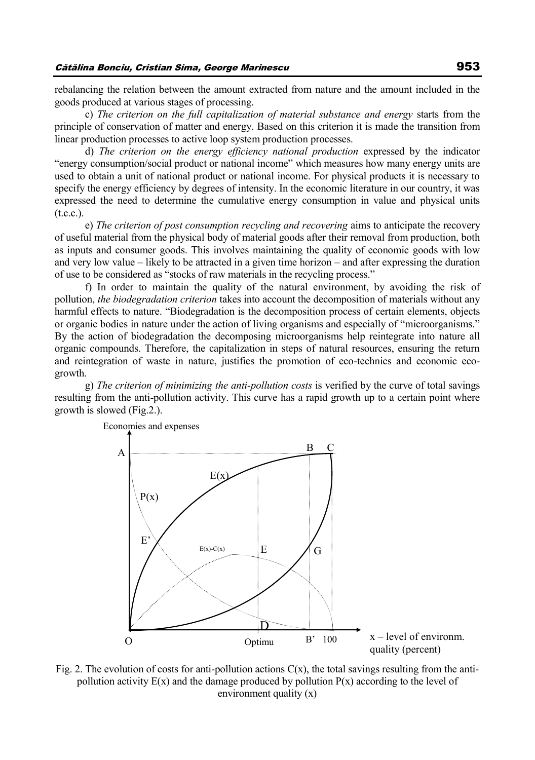rebalancing the relation between the amount extracted from nature and the amount included in the goods produced at various stages of processing.

c) *The criterion on the full capitalization of material substance and energy* starts from the principle of conservation of matter and energy. Based on this criterion it is made the transition from linear production processes to active loop system production processes.

d) *The criterion on the energy efficiency national production* expressed by the indicator "energy consumption/social product or national income" which measures how many energy units are used to obtain a unit of national product or national income. For physical products it is necessary to specify the energy efficiency by degrees of intensity. In the economic literature in our country, it was expressed the need to determine the cumulative energy consumption in value and physical units (t.c.c.).

e) *The criterion of post consumption recycling and recovering* aims to anticipate the recovery of useful material from the physical body of material goods after their removal from production, both as inputs and consumer goods. This involves maintaining the quality of economic goods with low and very low value – likely to be attracted in a given time horizon – and after expressing the duration of use to be considered as "stocks of raw materials in the recycling process."

f) In order to maintain the quality of the natural environment, by avoiding the risk of pollution, *the biodegradation criterion* takes into account the decomposition of materials without any harmful effects to nature. "Biodegradation is the decomposition process of certain elements, objects or organic bodies in nature under the action of living organisms and especially of "microorganisms." By the action of biodegradation the decomposing microorganisms help reintegrate into nature all organic compounds. Therefore, the capitalization in steps of natural resources, ensuring the return and reintegration of waste in nature, justifies the promotion of eco-technics and economic eco-growth.

g) *The criterion of minimizing the anti-pollution costs* is verified by the curve of total savings resulting from the anti-pollution activity. This curve has a rapid growth up to a certain point where growth is slowed (Fig.2.).

Fig. 2. The evolution of costs for anti-pollution actions $C(x)$, the total savings resulting from the anti-pollution activity $E(x)$ and the damage produced by pollution $P(x)$ according to the level of environment quality ($x$)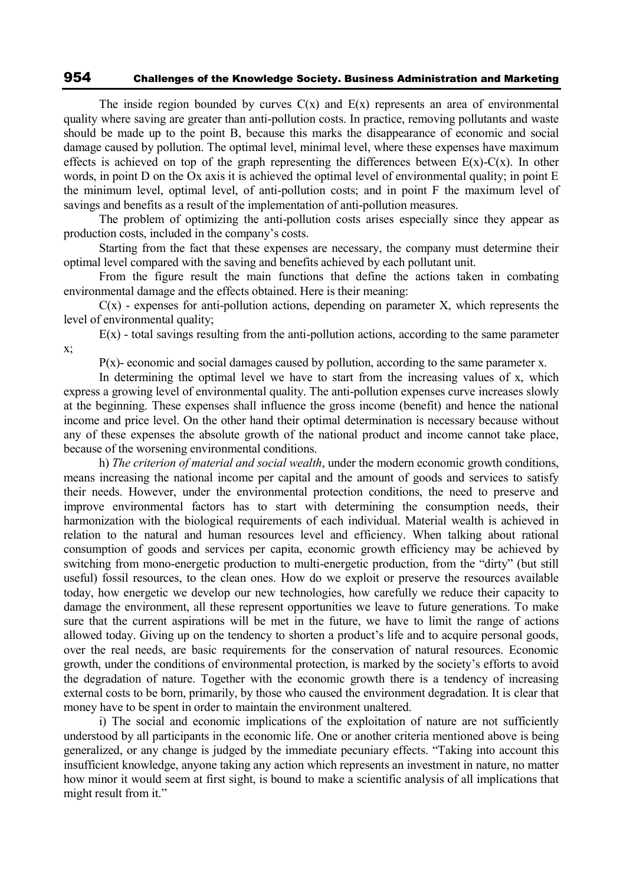The inside region bounded by curves $C(x)$ and $E(x)$ represents an area of environmental quality where saving are greater than anti-pollution costs. In practice, removing pollutants and waste should be made up to the point B, because this marks the disappearance of economic and social damage caused by pollution. The optimal level, minimal level, where these expenses have maximum effects is achieved on top of the graph representing the differences between $E(x)$-$C(x)$. In other words, in point D on the Ox axis it is achieved the optimal level of environmental quality; in point E the minimum level, optimal level, of anti-pollution costs; and in point F the maximum level of savings and benefits as a result of the implementation of anti-pollution measures.

The problem of optimizing the anti-pollution costs arises especially since they appear as production costs, included in the company's costs.

Starting from the fact that these expenses are necessary, the company must determine their optimal level compared with the saving and benefits achieved by each pollutant unit.

From the figure result the main functions that define the actions taken in combating environmental damage and the effects obtained. Here is their meaning:

$C(x)$ - expenses for anti-pollution actions, depending on parameter X, which represents the level of environmental quality;

$E(x)$ - total savings resulting from the anti-pollution actions, according to the same parameter x;

$P(x)$- economic and social damages caused by pollution, according to the same parameter x.

In determining the optimal level we have to start from the increasing values of x, which express a growing level of environmental quality. The anti-pollution expenses curve increases slowly at the beginning. These expenses shall influence the gross income (benefit) and hence the national income and price level. On the other hand their optimal determination is necessary because without any of these expenses the absolute growth of the national product and income cannot take place, because of the worsening environmental conditions.

h) *The criterion of material and social wealth*, under the modern economic growth conditions, means increasing the national income per capital and the amount of goods and services to satisfy their needs. However, under the environmental protection conditions, the need to preserve and improve environmental factors has to start with determining the consumption needs, their harmonization with the biological requirements of each individual. Material wealth is achieved in relation to the natural and human resources level and efficiency. When talking about rational consumption of goods and services per capita, economic growth efficiency may be achieved by switching from mono-energetic production to multi-energetic production, from the "dirty" (but still useful) fossil resources, to the clean ones. How do we exploit or preserve the resources available today, how energetic we develop our new technologies, how carefully we reduce their capacity to damage the environment, all these represent opportunities we leave to future generations. To make sure that the current aspirations will be met in the future, we have to limit the range of actions allowed today. Giving up on the tendency to shorten a product's life and to acquire personal goods, over the real needs, are basic requirements for the conservation of natural resources. Economic growth, under the conditions of environmental protection, is marked by the society's efforts to avoid the degradation of nature. Together with the economic growth there is a tendency of increasing external costs to be born, primarily, by those who caused the environment degradation. It is clear that money have to be spent in order to maintain the environment unaltered.

i) The social and economic implications of the exploitation of nature are not sufficiently understood by all participants in the economic life. One or another criteria mentioned above is being generalized, or any change is judged by the immediate pecuniary effects. "Taking into account this insufficient knowledge, anyone taking any action which represents an investment in nature, no matter how minor it would seem at first sight, is bound to make a scientific analysis of all implications that might result from it."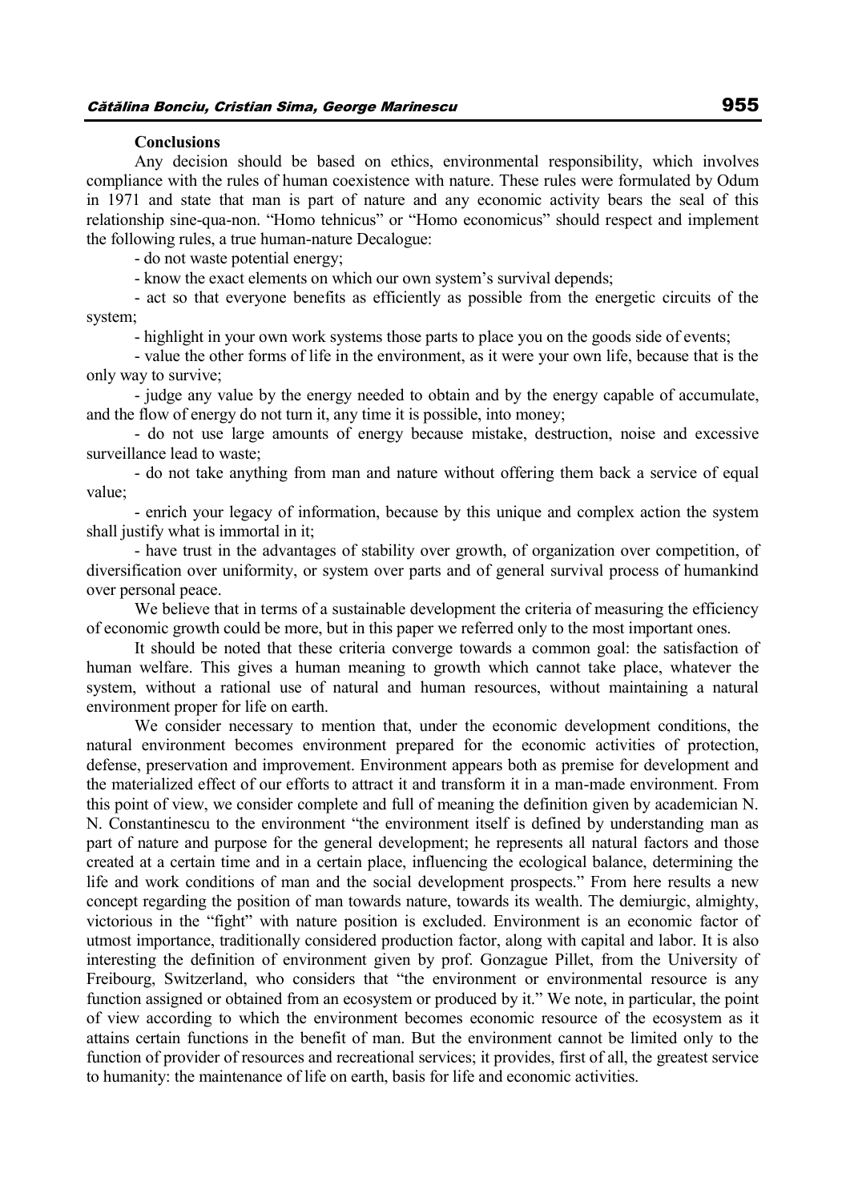**Conclusions**

Any decision should be based on ethics, environmental responsibility, which involves compliance with the rules of human coexistence with nature. These rules were formulated by Odum in 1971 and state that man is part of nature and any economic activity bears the seal of this relationship sine-qua-non. "Homo tehnicus" or "Homo economicus" should respect and implement the following rules, a true human-nature Decalogue:

- do not waste potential energy;
- know the exact elements on which our own system's survival depends;
- act so that everyone benefits as efficiently as possible from the energetic circuits of the system;
- highlight in your own work systems those parts to place you on the goods side of events;
- value the other forms of life in the environment, as it were your own life, because that is the only way to survive;
- judge any value by the energy needed to obtain and by the energy capable of accumulate, and the flow of energy do not turn it, any time it is possible, into money;
- do not use large amounts of energy because mistake, destruction, noise and excessive surveillance lead to waste;
- do not take anything from man and nature without offering them back a service of equal value;
- enrich your legacy of information, because by this unique and complex action the system shall justify what is immortal in it;
- have trust in the advantages of stability over growth, of organization over competition, of diversification over uniformity, or system over parts and of general survival process of humankind over personal peace.

We believe that in terms of a sustainable development the criteria of measuring the efficiency of economic growth could be more, but in this paper we referred only to the most important ones.

It should be noted that these criteria converge towards a common goal: the satisfaction of human welfare. This gives a human meaning to growth which cannot take place, whatever the system, without a rational use of natural and human resources, without maintaining a natural environment proper for life on earth.

We consider necessary to mention that, under the economic development conditions, the natural environment becomes environment prepared for the economic activities of protection, defense, preservation and improvement. Environment appears both as premise for development and the materialized effect of our efforts to attract it and transform it in a man-made environment. From this point of view, we consider complete and full of meaning the definition given by academician N. N. Constantinescu to the environment "the environment itself is defined by understanding man as part of nature and purpose for the general development; he represents all natural factors and those created at a certain time and in a certain place, influencing the ecological balance, determining the life and work conditions of man and the social development prospects." From here results a new concept regarding the position of man towards nature, towards its wealth. The demiurgic, almighty, victorious in the "fight" with nature position is excluded. Environment is an economic factor of utmost importance, traditionally considered production factor, along with capital and labor. It is also interesting the definition of environment given by prof. Gonzague Pillet, from the University of Freibourg, Switzerland, who considers that "the environment or environmental resource is any function assigned or obtained from an ecosystem or produced by it." We note, in particular, the point of view according to which the environment becomes economic resource of the ecosystem as it attains certain functions in the benefit of man. But the environment cannot be limited only to the function of provider of resources and recreational services; it provides, first of all, the greatest service to humanity: the maintenance of life on earth, basis for life and economic activities.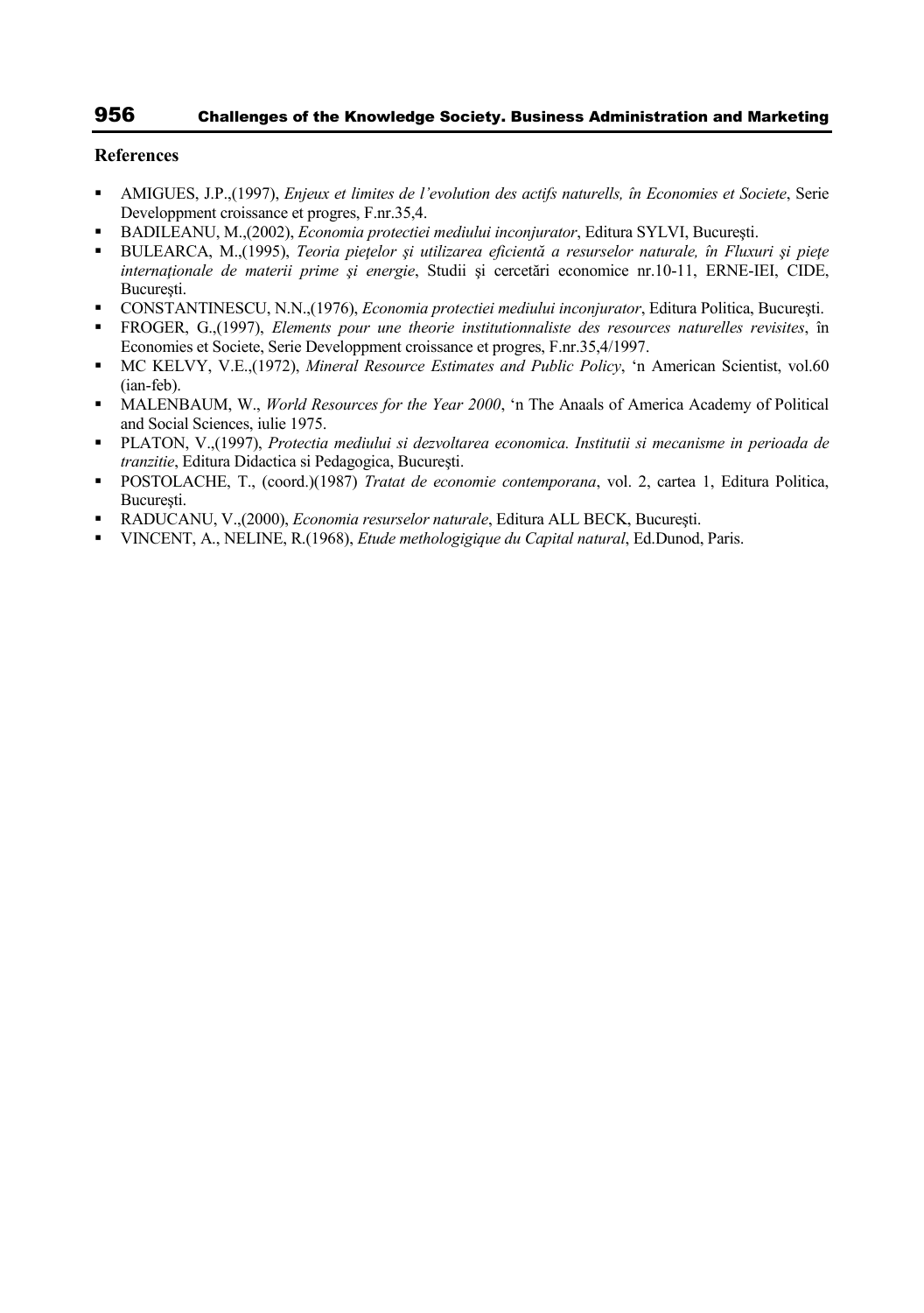## References

- AMIGUES, J.P.,(1997), *Enjeux et limites de l'evolution des actifs naturells, în Economies et Societe*, Serie Developpment croissance et progres, F.nr.35,4.
- BADILEANU, M.,(2002), *Economia protectiei mediului inconjurator*, Editura SYLVI, Bucureşti.
- BULEARCA, M.,(1995), *Teoria pieţelor şi utilizarea eficientă a resurselor naturale, în Fluxuri şi pieţe internaţionale de materii prime şi energie*, Studii şi cercetări economice nr.10-11, ERNE-IEI, CIDE, Bucureşti.
- CONSTANTINESCU, N.N.,(1976), *Economia protectiei mediului inconjurator*, Editura Politica, Bucureşti.
- FROGER, G.,(1997), *Elements pour une theorie institutionnaliste des resources naturelles revisites*, în Economies et Societe, Serie Developpment croissance et progres, F.nr.35,4/1997.
- MC KELVY, V.E.,(1972), *Mineral Resource Estimates and Public Policy*, 'n American Scientist, vol.60 (ian-feb).
- MALENBAUM, W., *World Resources for the Year 2000*, 'n The Anaals of America Academy of Political and Social Sciences, iulie 1975.
- PLATON, V.,(1997), *Protectia mediului si dezvoltarea economica. Institutii si mecanisme in perioada de tranzitie*, Editura Didactica si Pedagogica, Bucureşti.
- POSTOLACHE, T., (coord.)(1987) *Tratat de economie contemporana*, vol. 2, cartea 1, Editura Politica, Bucureşti.
- RADUCANU, V.,(2000), *Economia resurselor naturale*, Editura ALL BECK, Bucureşti.
- VINCENT, A., NELINE, R.(1968), *Etude methologigique du Capital natural*, Ed.Dunod, Paris.